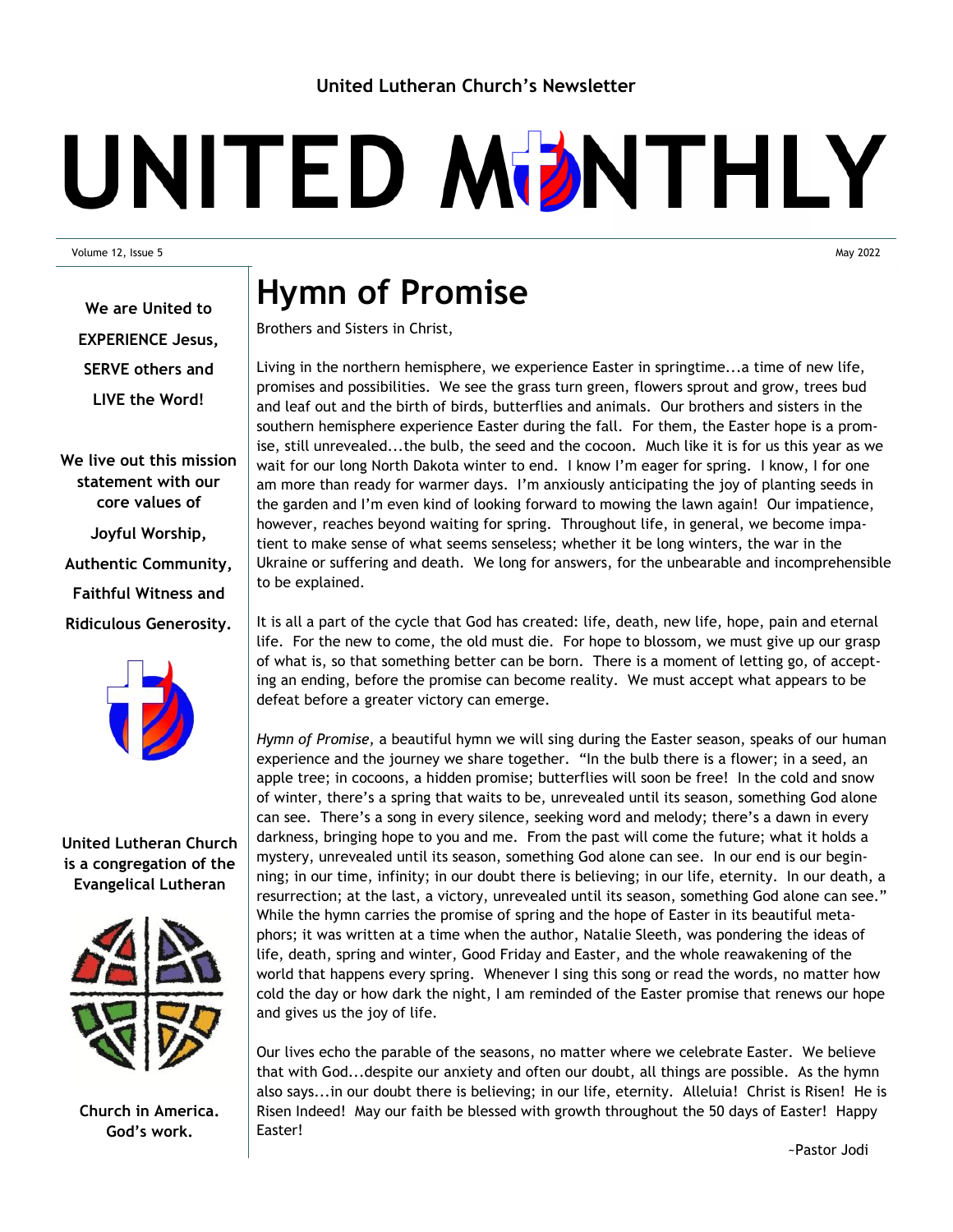United Lutheran Church's Newsletter

# UNITED MONTHLY

Volume 12, Issue 5

May 2022

**We are United to EXPERIENCE Jesus, SERVE others and LIVE the Word!**

**We live out this mission statement with our core values of**

**Joyful Worship,**

**Authentic Community,**

**Faithful Witness and**

**Ridiculous Generosity.**

**United Lutheran Church is a congregation of the Evangelical Lutheran Church in America. God's work.**

# Hymn of Promise

Brothers and Sisters in Christ,

Living in the northern hemisphere, we experience Easter in springtime...a time of new life, promises and possibilities. We see the grass turn green, flowers sprout and grow, trees bud and leaf out and the birth of birds, butterflies and animals. Our brothers and sisters in the southern hemisphere experience Easter during the fall. For them, the Easter hope is a promise, still unrevealed...the bulb, the seed and the cocoon. Much like it is for us this year as we wait for our long North Dakota winter to end. I know I'm eager for spring. I know, I for one am more than ready for warmer days. I'm anxiously anticipating the joy of planting seeds in the garden and I'm even kind of looking forward to mowing the lawn again! Our impatience, however, reaches beyond waiting for spring. Throughout life, in general, we become impatient to make sense of what seems senseless; whether it be long winters, the war in the Ukraine or suffering and death. We long for answers, for the unbearable and incomprehensible to be explained.

It is all a part of the cycle that God has created: life, death, new life, hope, pain and eternal life. For the new to come, the old must die. For hope to blossom, we must give up our grasp of what is, so that something better can be born. There is a moment of letting go, of accepting an ending, before the promise can become reality. We must accept what appears to be defeat before a greater victory can emerge.

*Hymn of Promise,* a beautiful hymn we will sing during the Easter season, speaks of our human experience and the journey we share together. "In the bulb there is a flower; in a seed, an apple tree; in cocoons, a hidden promise; butterflies will soon be free! In the cold and snow of winter, there's a spring that waits to be, unrevealed until its season, something God alone can see. There's a song in every silence, seeking word and melody; there's a dawn in every darkness, bringing hope to you and me. From the past will come the future; what it holds a mystery, unrevealed until its season, something God alone can see. In our end is our beginning; in our time, infinity; in our doubt there is believing; in our life, eternity. In our death, a resurrection; at the last, a victory, unrevealed until its season, something God alone can see." While the hymn carries the promise of spring and the hope of Easter in its beautiful metaphors; it was written at a time when the author, Natalie Sleeth, was pondering the ideas of life, death, spring and winter, Good Friday and Easter, and the whole reawakening of the world that happens every spring. Whenever I sing this song or read the words, no matter how cold the day or how dark the night, I am reminded of the Easter promise that renews our hope and gives us the joy of life.

Our lives echo the parable of the seasons, no matter where we celebrate Easter. We believe that with God...despite our anxiety and often our doubt, all things are possible. As the hymn also says...in our doubt there is believing; in our life, eternity. Alleluia! Christ is Risen! He is Risen Indeed! May our faith be blessed with growth throughout the 50 days of Easter! Happy Easter!

~Pastor Jodi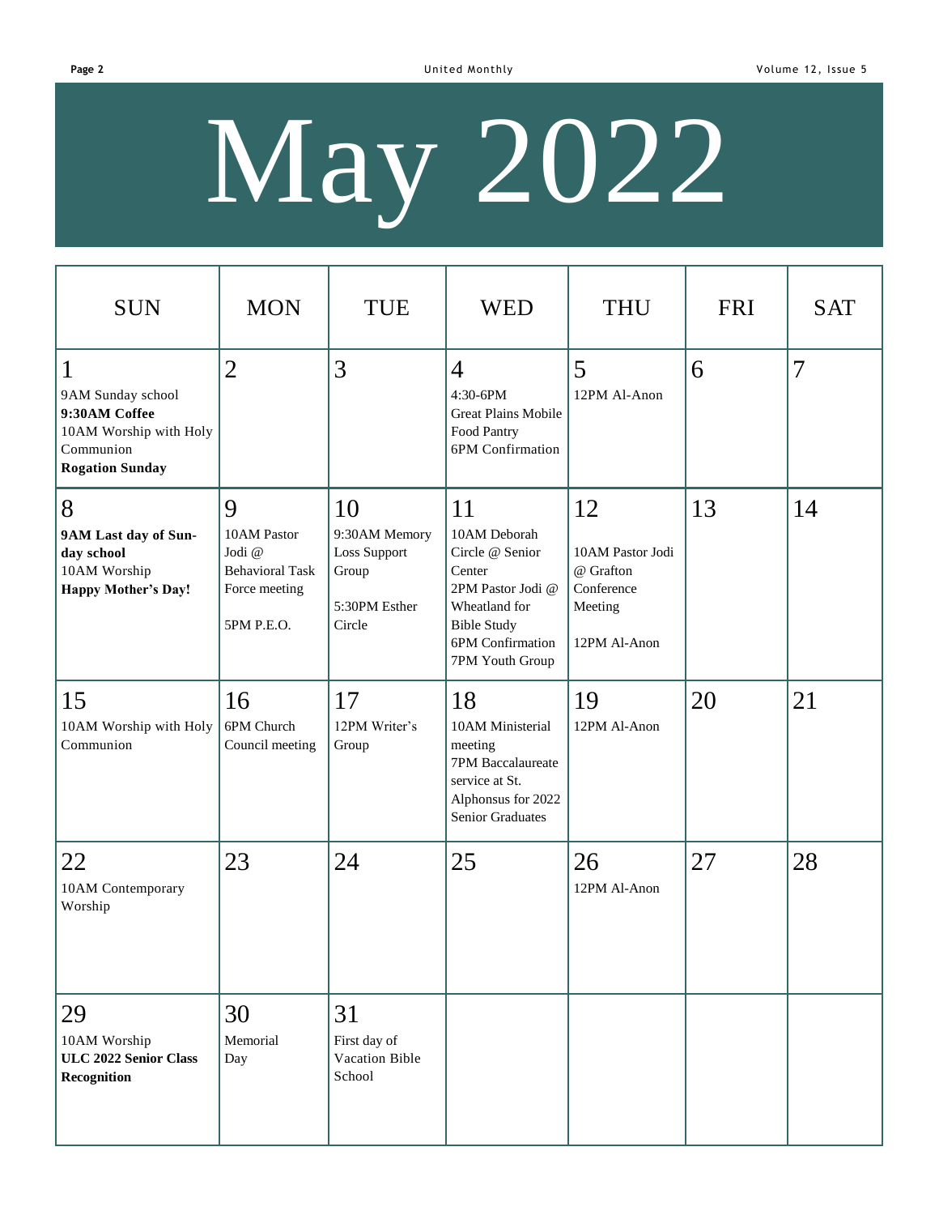# May 2022

| SUN | MON | TUE | WED | THU | FRI | SAT |
|---|---|---|---|---|---|---|
| 1<br>9AM Sunday school<br>**9:30AM Coffee**<br>10AM Worship with Holy Communion<br>**Rogation Sunday** | 2 | 3 | 4<br>4:30-6PM Great Plains Mobile Food Pantry<br>6PM Confirmation | 5<br>12PM Al-Anon | 6 | 7 |
| 8<br>**9AM Last day of Sunday school**<br>10AM Worship<br>**Happy Mother's Day!** | 9<br>10AM Pastor Jodi @ Behavioral Task Force meeting<br><br>5PM P.E.O. | 10<br>9:30AM Memory Loss Support Group<br><br>5:30PM Esther Circle | 11<br>10AM Deborah Circle @ Senior Center<br>2PM Pastor Jodi @ Wheatland for Bible Study<br>6PM Confirmation<br>7PM Youth Group | 12<br><br>10AM Pastor Jodi @ Grafton Conference Meeting<br><br>12PM Al-Anon | 13 | 14 |
| 15<br>10AM Worship with Holy Communion | 16<br>6PM Church Council meeting | 17<br>12PM Writer's Group | 18<br>10AM Ministerial meeting<br>7PM Baccalaureate service at St. Alphonsus for 2022 Senior Graduates | 19<br>12PM Al-Anon | 20 | 21 |
| 22<br>10AM Contemporary Worship | 23 | 24 | 25 | 26<br>12PM Al-Anon | 27 | 28 |
| 29<br>10AM Worship<br>**ULC 2022 Senior Class Recognition** | 30<br>Memorial Day | 31<br>First day of Vacation Bible School | | | | |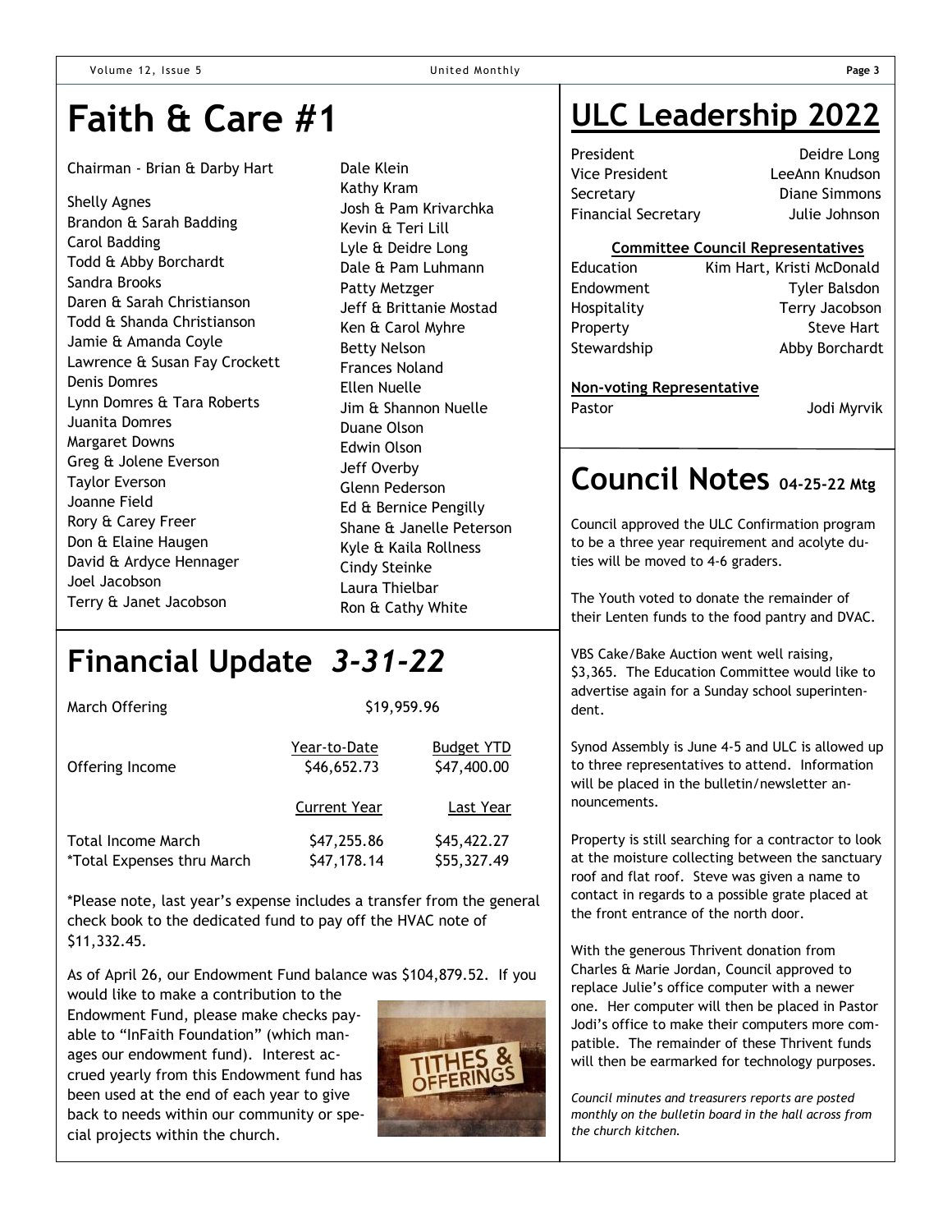# Faith & Care #1

Chairman - Brian & Darby Hart

Shelly Agnes
Brandon & Sarah Badding
Carol Badding
Todd & Abby Borchardt
Sandra Brooks
Daren & Sarah Christianson
Todd & Shanda Christianson
Jamie & Amanda Coyle
Lawrence & Susan Fay Crockett
Denis Domres
Lynn Domres & Tara Roberts
Juanita Domres
Margaret Downs
Greg & Jolene Everson
Taylor Everson
Joanne Field
Rory & Carey Freer
Don & Elaine Haugen
David & Ardyce Hennager
Joel Jacobson
Terry & Janet Jacobson
Dale Klein
Kathy Kram
Josh & Pam Krivarchka
Kevin & Teri Lill
Lyle & Deidre Long
Dale & Pam Luhmann
Patty Metzger
Jeff & Brittanie Mostad
Ken & Carol Myhre
Betty Nelson
Frances Noland
Ellen Nuelle
Jim & Shannon Nuelle
Duane Olson
Edwin Olson
Jeff Overby
Glenn Pederson
Ed & Bernice Pengilly
Shane & Janelle Peterson
Kyle & Kaila Rollness
Cindy Steinke
Laura Thielbar
Ron & Cathy White

# Financial Update *3-31-22*

| | | |
|---|---|---|
| March Offering | $19,959.96 | |
| | Year-to-Date | Budget YTD |
| Offering Income | $46,652.73 | $47,400.00 |
| | Current Year | Last Year |
| Total Income March | $47,255.86 | $45,422.27 |
| *Total Expenses thru March | $47,178.14 | $55,327.49 |

*Please note, last year's expense includes a transfer from the general check book to the dedicated fund to pay off the HVAC note of $11,332.45.

As of April 26, our Endowment Fund balance was $104,879.52. If you would like to make a contribution to the Endowment Fund, please make checks payable to "InFaith Foundation" (which manages our endowment fund). Interest accrued yearly from this Endowment fund has been used at the end of each year to give back to needs within our community or special projects within the church.

# ULC Leadership 2022

| | |
|---|---|
| President | Deidre Long |
| Vice President | LeeAnn Knudson |
| Secretary | Diane Simmons |
| Financial Secretary | Julie Johnson |

**Committee Council Representatives**

| | |
|---|---|
| Education | Kim Hart, Kristi McDonald |
| Endowment | Tyler Balsdon |
| Hospitality | Terry Jacobson |
| Property | Steve Hart |
| Stewardship | Abby Borchardt |

**Non-voting Representative**

| | |
|---|---|
| Pastor | Jodi Myrvik |

# Council Notes 04-25-22 Mtg

Council approved the ULC Confirmation program to be a three year requirement and acolyte duties will be moved to 4-6 graders.

The Youth voted to donate the remainder of their Lenten funds to the food pantry and DVAC.

VBS Cake/Bake Auction went well raising, $3,365. The Education Committee would like to advertise again for a Sunday school superintendent.

Synod Assembly is June 4-5 and ULC is allowed up to three representatives to attend. Information will be placed in the bulletin/newsletter announcements.

Property is still searching for a contractor to look at the moisture collecting between the sanctuary roof and flat roof. Steve was given a name to contact in regards to a possible grate placed at the front entrance of the north door.

With the generous Thrivent donation from Charles & Marie Jordan, Council approved to replace Julie's office computer with a newer one. Her computer will then be placed in Pastor Jodi's office to make their computers more compatible. The remainder of these Thrivent funds will then be earmarked for technology purposes.

*Council minutes and treasurers reports are posted monthly on the bulletin board in the hall across from the church kitchen.*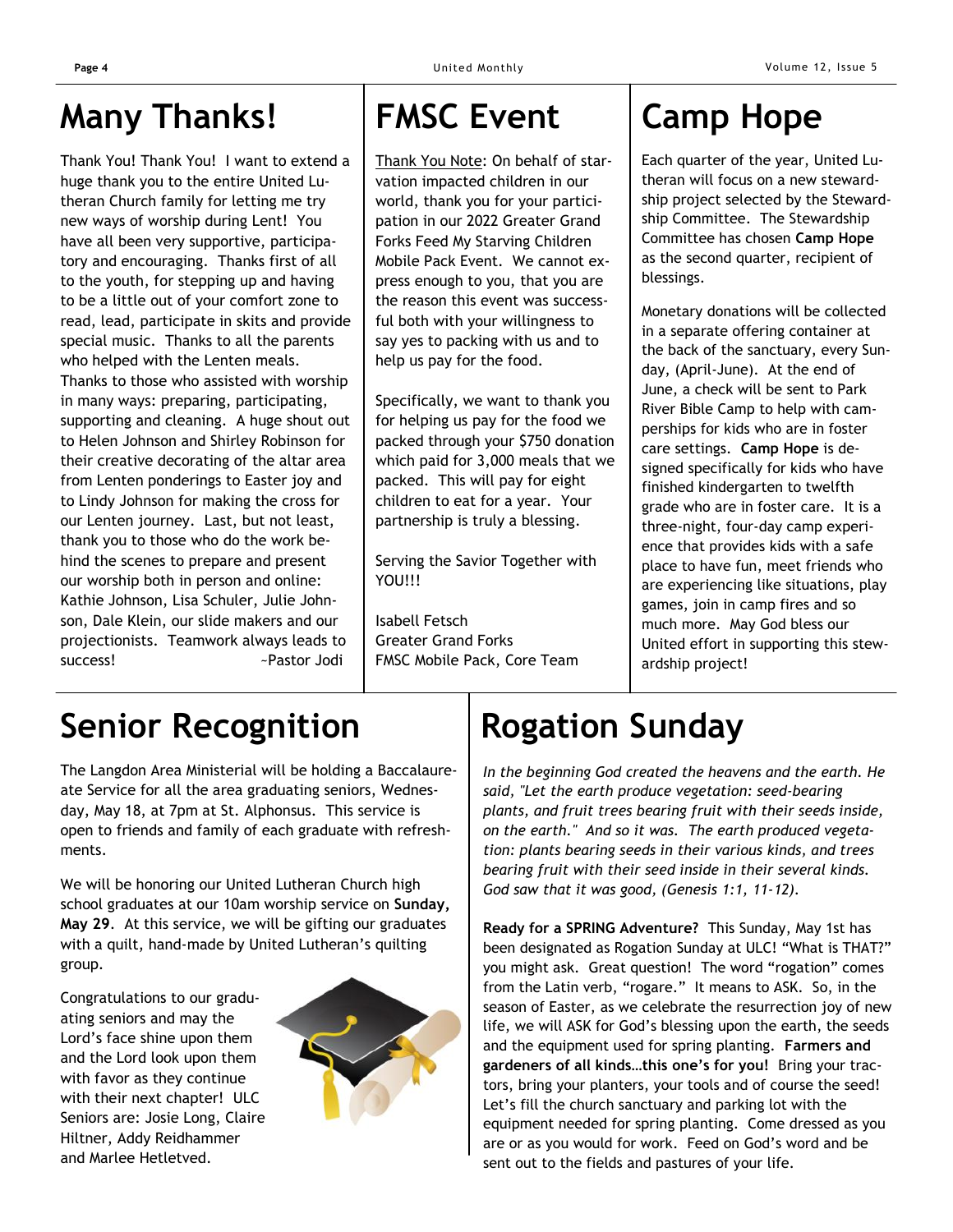# Many Thanks!

Thank You! Thank You! I want to extend a huge thank you to the entire United Lutheran Church family for letting me try new ways of worship during Lent! You have all been very supportive, participatory and encouraging. Thanks first of all to the youth, for stepping up and having to be a little out of your comfort zone to read, lead, participate in skits and provide special music. Thanks to all the parents who helped with the Lenten meals. Thanks to those who assisted with worship in many ways: preparing, participating, supporting and cleaning. A huge shout out to Helen Johnson and Shirley Robinson for their creative decorating of the altar area from Lenten ponderings to Easter joy and to Lindy Johnson for making the cross for our Lenten journey. Last, but not least, thank you to those who do the work behind the scenes to prepare and present our worship both in person and online: Kathie Johnson, Lisa Schuler, Julie Johnson, Dale Klein, our slide makers and our projectionists. Teamwork always leads to success! ~Pastor Jodi

# FMSC Event

Thank You Note: On behalf of starvation impacted children in our world, thank you for your participation in our 2022 Greater Grand Forks Feed My Starving Children Mobile Pack Event. We cannot express enough to you, that you are the reason this event was successful both with your willingness to say yes to packing with us and to help us pay for the food.

Specifically, we want to thank you for helping us pay for the food we packed through your $750 donation which paid for 3,000 meals that we packed. This will pay for eight children to eat for a year. Your partnership is truly a blessing.

Serving the Savior Together with YOU!!!

Isabell Fetsch
Greater Grand Forks
FMSC Mobile Pack, Core Team

# Camp Hope

Each quarter of the year, United Lutheran will focus on a new stewardship project selected by the Stewardship Committee. The Stewardship Committee has chosen **Camp Hope** as the second quarter, recipient of blessings.

Monetary donations will be collected in a separate offering container at the back of the sanctuary, every Sunday, (April-June). At the end of June, a check will be sent to Park River Bible Camp to help with camperships for kids who are in foster care settings. **Camp Hope** is designed specifically for kids who have finished kindergarten to twelfth grade who are in foster care. It is a three-night, four-day camp experience that provides kids with a safe place to have fun, meet friends who are experiencing like situations, play games, join in camp fires and so much more. May God bless our United effort in supporting this stewardship project!

# Senior Recognition

The Langdon Area Ministerial will be holding a Baccalaureate Service for all the area graduating seniors, Wednesday, May 18, at 7pm at St. Alphonsus. This service is open to friends and family of each graduate with refreshments.

We will be honoring our United Lutheran Church high school graduates at our 10am worship service on **Sunday, May 29**. At this service, we will be gifting our graduates with a quilt, hand-made by United Lutheran's quilting group.

Congratulations to our graduating seniors and may the Lord's face shine upon them and the Lord look upon them with favor as they continue with their next chapter! ULC Seniors are: Josie Long, Claire Hiltner, Addy Reidhammer and Marlee Hetletved.

# Rogation Sunday

*In the beginning God created the heavens and the earth. He said, "Let the earth produce vegetation: seed-bearing plants, and fruit trees bearing fruit with their seeds inside, on the earth." And so it was. The earth produced vegetation: plants bearing seeds in their various kinds, and trees bearing fruit with their seed inside in their several kinds. God saw that it was good, (Genesis 1:1, 11-12).*

**Ready for a SPRING Adventure?** This Sunday, May 1st has been designated as Rogation Sunday at ULC! "What is THAT?" you might ask. Great question! The word "rogation" comes from the Latin verb, "rogare." It means to ASK. So, in the season of Easter, as we celebrate the resurrection joy of new life, we will ASK for God's blessing upon the earth, the seeds and the equipment used for spring planting. **Farmers and gardeners of all kinds…this one's for you!** Bring your tractors, bring your planters, your tools and of course the seed! Let's fill the church sanctuary and parking lot with the equipment needed for spring planting. Come dressed as you are or as you would for work. Feed on God's word and be sent out to the fields and pastures of your life.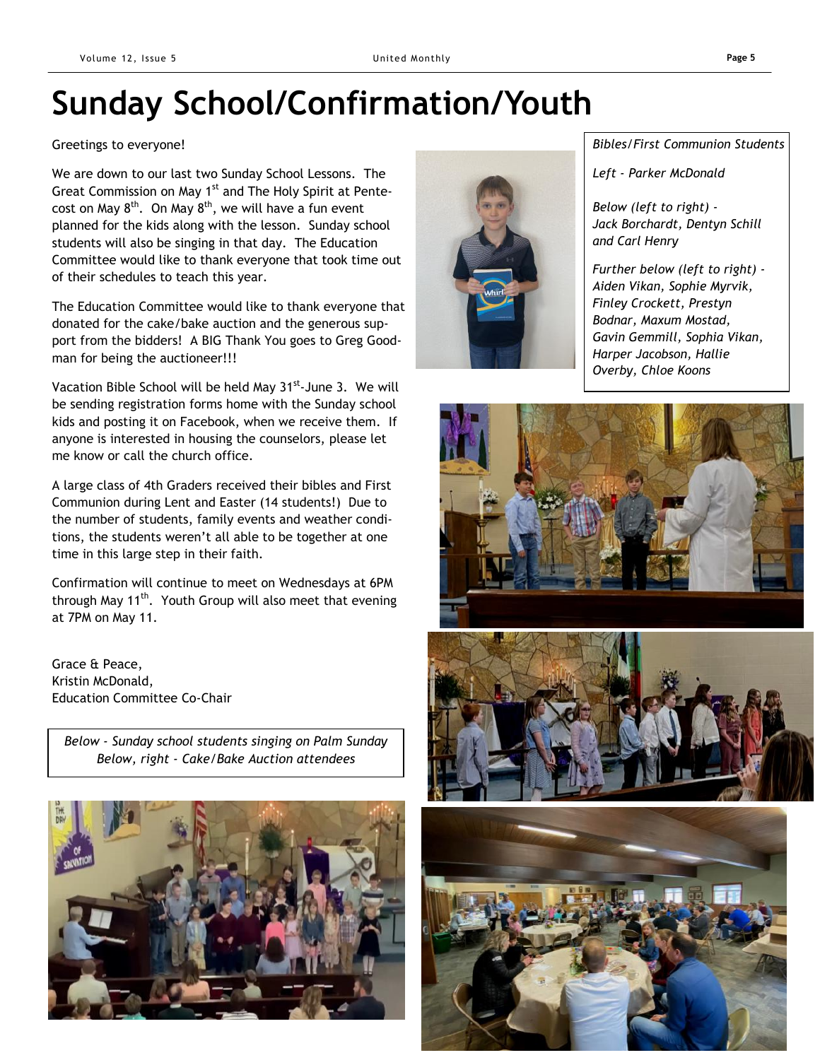# Sunday School/Confirmation/Youth

Greetings to everyone!

We are down to our last two Sunday School Lessons. The Great Commission on May 1st and The Holy Spirit at Pentecost on May 8th. On May 8th, we will have a fun event planned for the kids along with the lesson. Sunday school students will also be singing in that day. The Education Committee would like to thank everyone that took time out of their schedules to teach this year.

The Education Committee would like to thank everyone that donated for the cake/bake auction and the generous support from the bidders! A BIG Thank You goes to Greg Goodman for being the auctioneer!!!

Vacation Bible School will be held May 31st-June 3. We will be sending registration forms home with the Sunday school kids and posting it on Facebook, when we receive them. If anyone is interested in housing the counselors, please let me know or call the church office.

A large class of 4th Graders received their bibles and First Communion during Lent and Easter (14 students!) Due to the number of students, family events and weather conditions, the students weren't all able to be together at one time in this large step in their faith.

Confirmation will continue to meet on Wednesdays at 6PM through May 11th. Youth Group will also meet that evening at 7PM on May 11.

Grace & Peace,
Kristin McDonald,
Education Committee Co-Chair

*Below - Sunday school students singing on Palm Sunday*
*Below, right - Cake/Bake Auction attendees*

*Bibles/First Communion Students*

*Left - Parker McDonald*

*Below (left to right) - Jack Borchardt, Dentyn Schill and Carl Henry*

*Further below (left to right) - Aiden Vikan, Sophie Myrvik, Finley Crockett, Prestyn Bodnar, Maxum Mostad, Gavin Gemmill, Sophia Vikan, Harper Jacobson, Hallie Overby, Chloe Koons*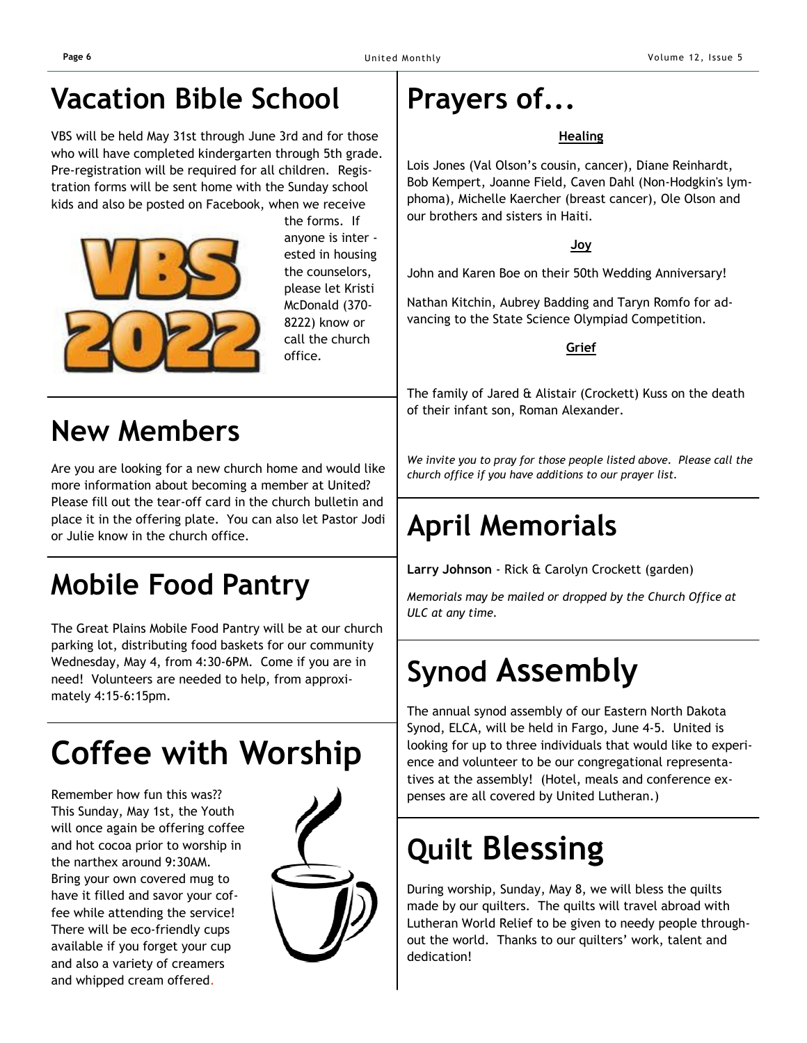## Vacation Bible School

VBS will be held May 31st through June 3rd and for those who will have completed kindergarten through 5th grade. Pre-registration will be required for all children. Registration forms will be sent home with the Sunday school kids and also be posted on Facebook, when we receive the forms. If anyone is interested in housing the counselors, please let Kristi McDonald (370-8222) know or call the church office.

## New Members

Are you are looking for a new church home and would like more information about becoming a member at United? Please fill out the tear-off card in the church bulletin and place it in the offering plate. You can also let Pastor Jodi or Julie know in the church office.

## Mobile Food Pantry

The Great Plains Mobile Food Pantry will be at our church parking lot, distributing food baskets for our community Wednesday, May 4, from 4:30-6PM. Come if you are in need! Volunteers are needed to help, from approximately 4:15-6:15pm.

## Coffee with Worship

Remember how fun this was?? This Sunday, May 1st, the Youth will once again be offering coffee and hot cocoa prior to worship in the narthex around 9:30AM. Bring your own covered mug to have it filled and savor your coffee while attending the service! There will be eco-friendly cups available if you forget your cup and also a variety of creamers and whipped cream offered.

## Prayers of...

**Healing**

Lois Jones (Val Olson's cousin, cancer), Diane Reinhardt, Bob Kempert, Joanne Field, Caven Dahl (Non-Hodgkin's lymphoma), Michelle Kaercher (breast cancer), Ole Olson and our brothers and sisters in Haiti.

**Joy**

John and Karen Boe on their 50th Wedding Anniversary!

Nathan Kitchin, Aubrey Badding and Taryn Romfo for advancing to the State Science Olympiad Competition.

**Grief**

The family of Jared & Alistair (Crockett) Kuss on the death of their infant son, Roman Alexander.

*We invite you to pray for those people listed above. Please call the church office if you have additions to our prayer list.*

## April Memorials

**Larry Johnson** - Rick & Carolyn Crockett (garden)

*Memorials may be mailed or dropped by the Church Office at ULC at any time.*

## Synod Assembly

The annual synod assembly of our Eastern North Dakota Synod, ELCA, will be held in Fargo, June 4-5. United is looking for up to three individuals that would like to experience and volunteer to be our congregational representatives at the assembly! (Hotel, meals and conference expenses are all covered by United Lutheran.)

## Quilt Blessing

During worship, Sunday, May 8, we will bless the quilts made by our quilters. The quilts will travel abroad with Lutheran World Relief to be given to needy people throughout the world. Thanks to our quilters' work, talent and dedication!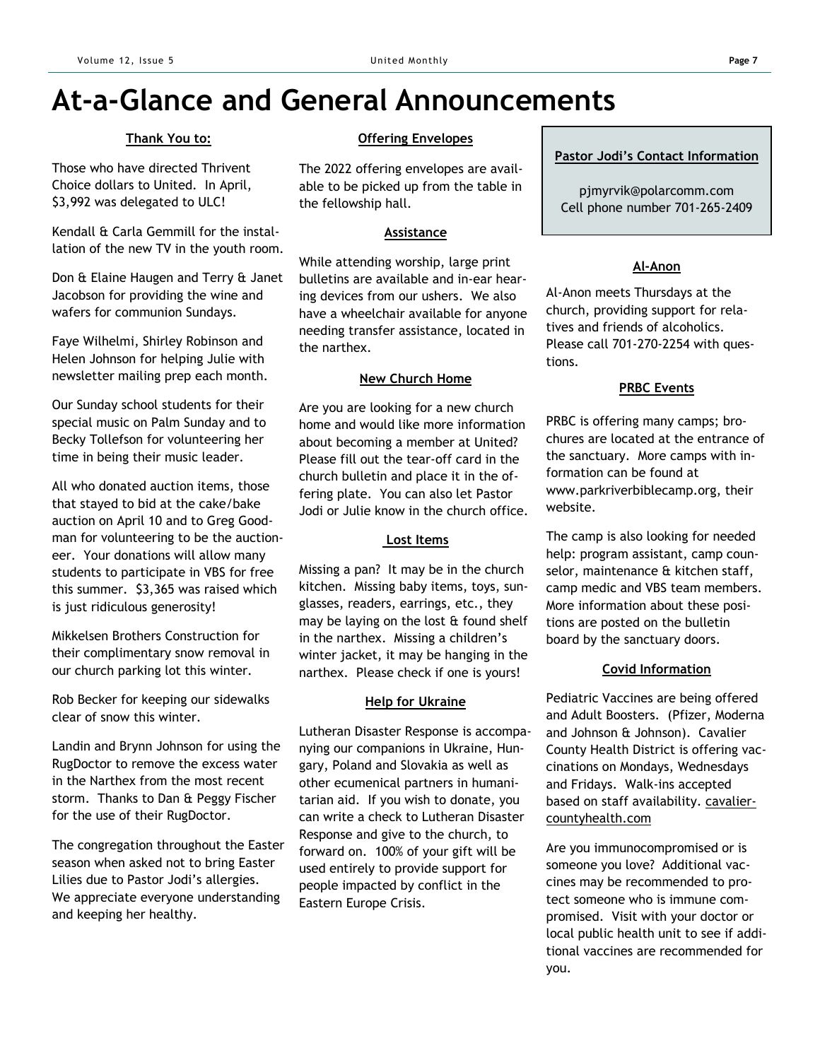# At-a-Glance and General Announcements

### Thank You to:

Those who have directed Thrivent Choice dollars to United. In April, $3,992 was delegated to ULC!

Kendall & Carla Gemmill for the installation of the new TV in the youth room.

Don & Elaine Haugen and Terry & Janet Jacobson for providing the wine and wafers for communion Sundays.

Faye Wilhelmi, Shirley Robinson and Helen Johnson for helping Julie with newsletter mailing prep each month.

Our Sunday school students for their special music on Palm Sunday and to Becky Tollefson for volunteering her time in being their music leader.

All who donated auction items, those that stayed to bid at the cake/bake auction on April 10 and to Greg Goodman for volunteering to be the auctioneer. Your donations will allow many students to participate in VBS for free this summer. $3,365 was raised which is just ridiculous generosity!

Mikkelsen Brothers Construction for their complimentary snow removal in our church parking lot this winter.

Rob Becker for keeping our sidewalks clear of snow this winter.

Landin and Brynn Johnson for using the RugDoctor to remove the excess water in the Narthex from the most recent storm. Thanks to Dan & Peggy Fischer for the use of their RugDoctor.

The congregation throughout the Easter season when asked not to bring Easter Lilies due to Pastor Jodi's allergies. We appreciate everyone understanding and keeping her healthy.

### Offering Envelopes

The 2022 offering envelopes are available to be picked up from the table in the fellowship hall.

### Assistance

While attending worship, large print bulletins are available and in-ear hearing devices from our ushers. We also have a wheelchair available for anyone needing transfer assistance, located in the narthex.

### New Church Home

Are you are looking for a new church home and would like more information about becoming a member at United? Please fill out the tear-off card in the church bulletin and place it in the offering plate. You can also let Pastor Jodi or Julie know in the church office.

### Lost Items

Missing a pan? It may be in the church kitchen. Missing baby items, toys, sunglasses, readers, earrings, etc., they may be laying on the lost & found shelf in the narthex. Missing a children's winter jacket, it may be hanging in the narthex. Please check if one is yours!

### Help for Ukraine

Lutheran Disaster Response is accompanying our companions in Ukraine, Hungary, Poland and Slovakia as well as other ecumenical partners in humanitarian aid. If you wish to donate, you can write a check to Lutheran Disaster Response and give to the church, to forward on. 100% of your gift will be used entirely to provide support for people impacted by conflict in the Eastern Europe Crisis.

### Pastor Jodi's Contact Information

pjmyrvik@polarcomm.com
Cell phone number 701-265-2409

### Al-Anon

Al-Anon meets Thursdays at the church, providing support for relatives and friends of alcoholics. Please call 701-270-2254 with questions.

### PRBC Events

PRBC is offering many camps; brochures are located at the entrance of the sanctuary. More camps with information can be found at www.parkriverbiblecamp.org, their website.

The camp is also looking for needed help: program assistant, camp counselor, maintenance & kitchen staff, camp medic and VBS team members. More information about these positions are posted on the bulletin board by the sanctuary doors.

### Covid Information

Pediatric Vaccines are being offered and Adult Boosters. (Pfizer, Moderna and Johnson & Johnson). Cavalier County Health District is offering vaccinations on Mondays, Wednesdays and Fridays. Walk-ins accepted based on staff availability. cavaliercountyhealth.com

Are you immunocompromised or is someone you love? Additional vaccines may be recommended to protect someone who is immune compromised. Visit with your doctor or local public health unit to see if additional vaccines are recommended for you.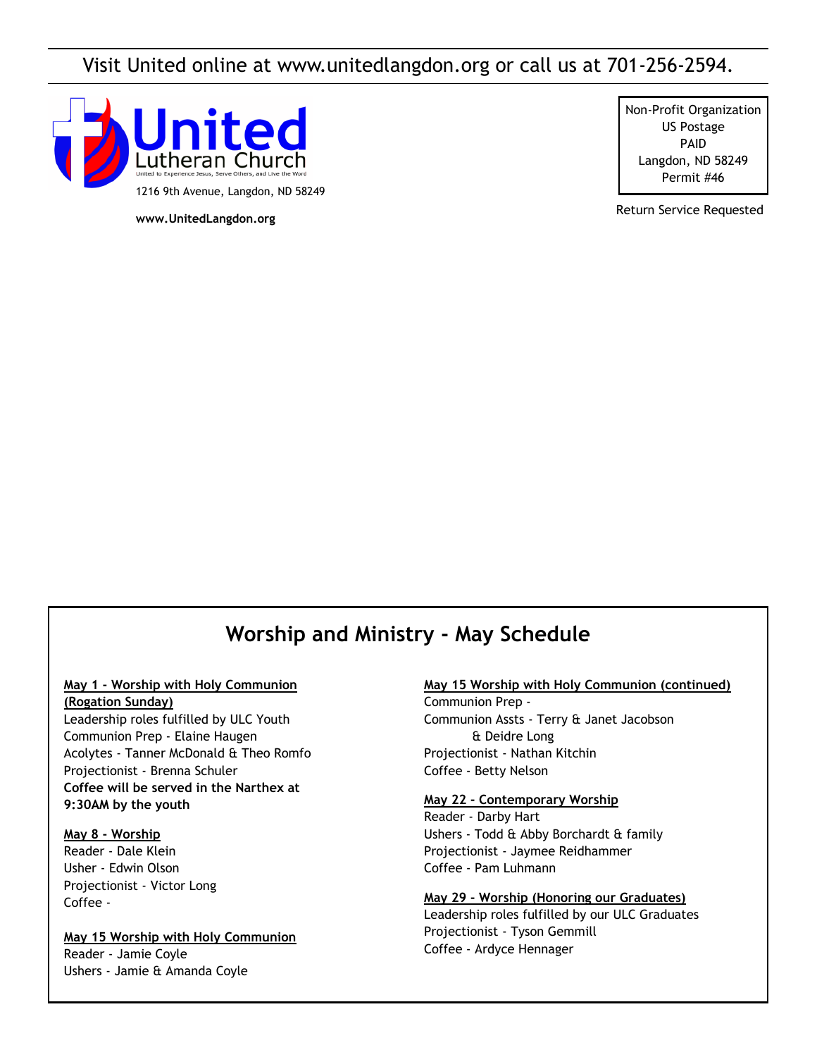Visit United online at www.unitedlangdon.org or call us at 701-256-2594.

United Lutheran Church

United to Experience Jesus, Serve Others, and Live the Word

1216 9th Avenue, Langdon, ND 58249

**www.UnitedLangdon.org**

Non-Profit Organization
US Postage
PAID
Langdon, ND 58249
Permit #46

Return Service Requested

## Worship and Ministry - May Schedule

**May 1 - Worship with Holy Communion (Rogation Sunday)**
Leadership roles fulfilled by ULC Youth
Communion Prep - Elaine Haugen
Acolytes - Tanner McDonald & Theo Romfo
Projectionist - Brenna Schuler
**Coffee will be served in the Narthex at 9:30AM by the youth**

**May 8 - Worship**
Reader - Dale Klein
Usher - Edwin Olson
Projectionist - Victor Long
Coffee -

**May 15 Worship with Holy Communion**
Reader - Jamie Coyle
Ushers - Jamie & Amanda Coyle

**May 15 Worship with Holy Communion (continued)**
Communion Prep -
Communion Assts - Terry & Janet Jacobson & Deidre Long
Projectionist - Nathan Kitchin
Coffee - Betty Nelson

**May 22 - Contemporary Worship**
Reader - Darby Hart
Ushers - Todd & Abby Borchardt & family
Projectionist - Jaymee Reidhammer
Coffee - Pam Luhmann

**May 29 - Worship (Honoring our Graduates)**
Leadership roles fulfilled by our ULC Graduates
Projectionist - Tyson Gemmill
Coffee - Ardyce Hennager